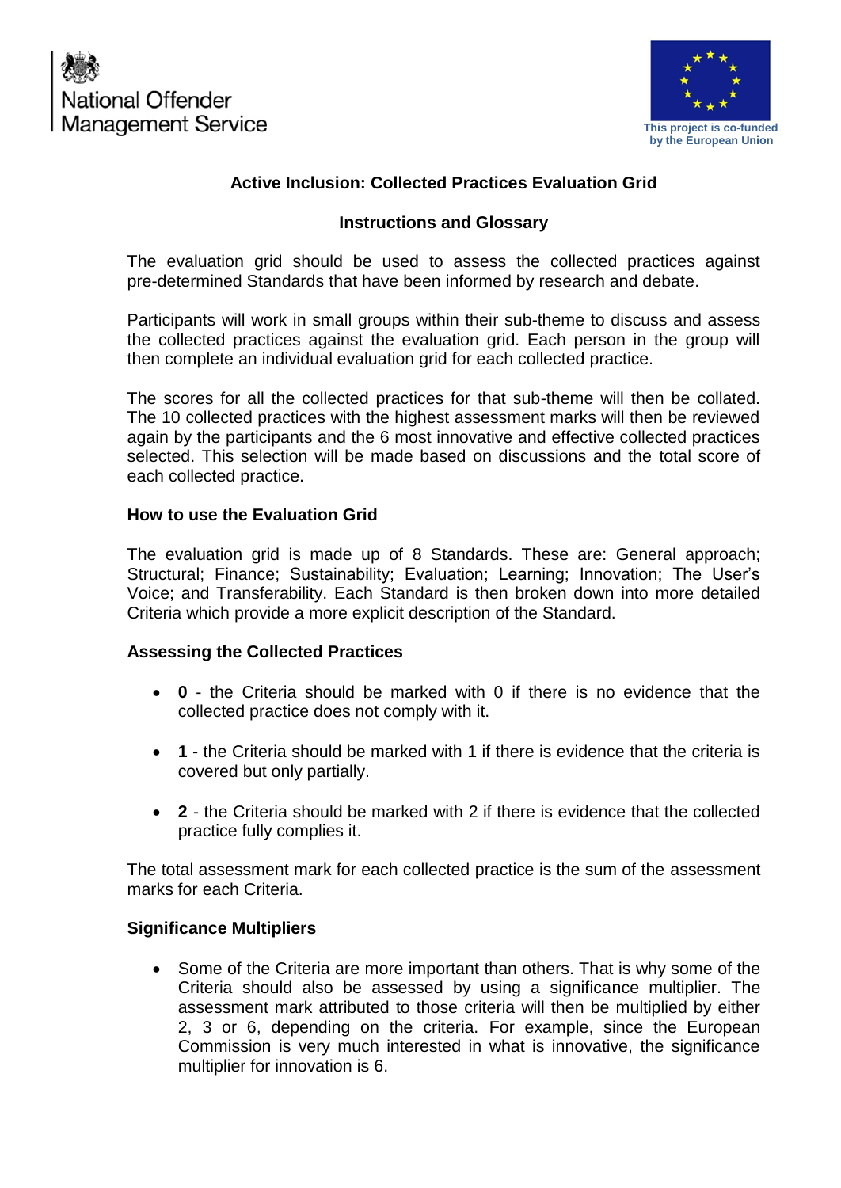National Offender Management Service

This project is co-funded by the European Union

# Active Inclusion: Collected Practices Evaluation Grid

## Instructions and Glossary

The evaluation grid should be used to assess the collected practices against pre-determined Standards that have been informed by research and debate.

Participants will work in small groups within their sub-theme to discuss and assess the collected practices against the evaluation grid. Each person in the group will then complete an individual evaluation grid for each collected practice.

The scores for all the collected practices for that sub-theme will then be collated. The 10 collected practices with the highest assessment marks will then be reviewed again by the participants and the 6 most innovative and effective collected practices selected. This selection will be made based on discussions and the total score of each collected practice.

### How to use the Evaluation Grid

The evaluation grid is made up of 8 Standards. These are: General approach; Structural; Finance; Sustainability; Evaluation; Learning; Innovation; The User's Voice; and Transferability. Each Standard is then broken down into more detailed Criteria which provide a more explicit description of the Standard.

### Assessing the Collected Practices

- **0** - the Criteria should be marked with 0 if there is no evidence that the collected practice does not comply with it.
- **1** - the Criteria should be marked with 1 if there is evidence that the criteria is covered but only partially.
- **2** - the Criteria should be marked with 2 if there is evidence that the collected practice fully complies it.

The total assessment mark for each collected practice is the sum of the assessment marks for each Criteria.

### Significance Multipliers

- Some of the Criteria are more important than others. That is why some of the Criteria should also be assessed by using a significance multiplier. The assessment mark attributed to those criteria will then be multiplied by either 2, 3 or 6, depending on the criteria. For example, since the European Commission is very much interested in what is innovative, the significance multiplier for innovation is 6.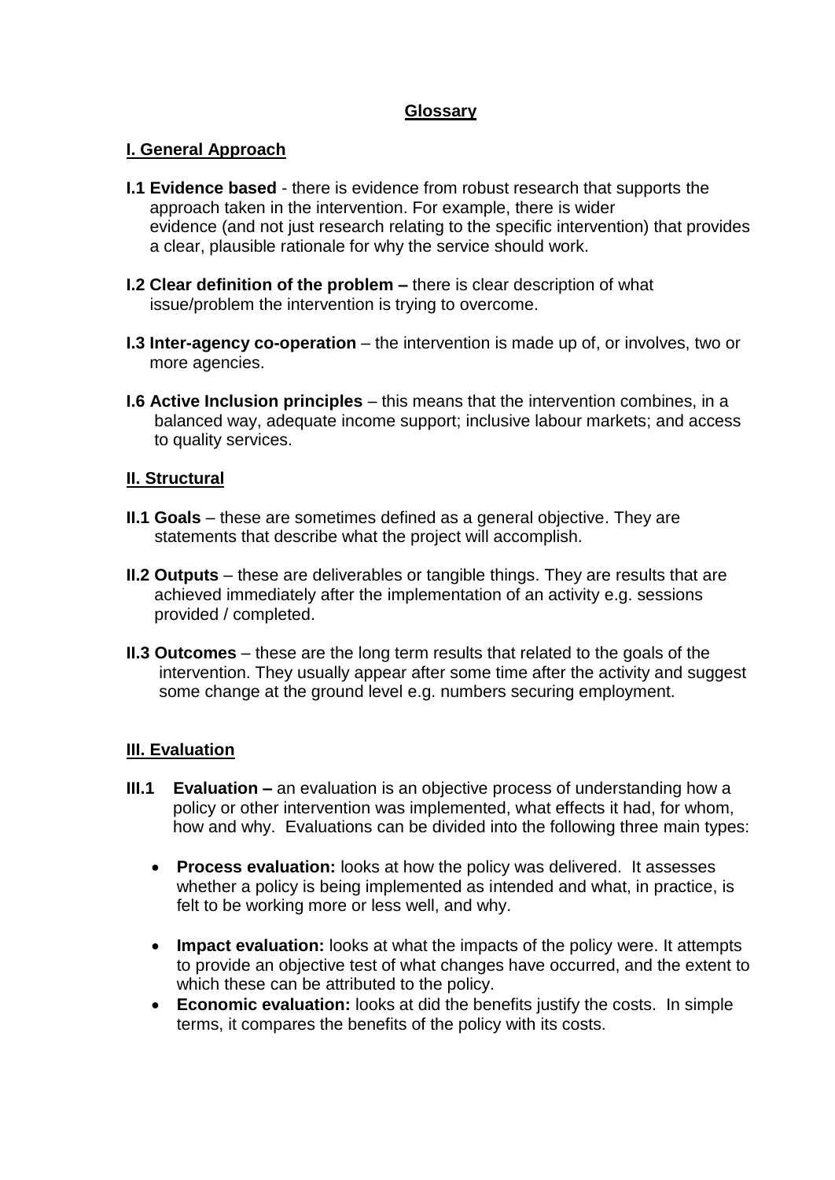## Glossary

### I. General Approach

**I.1 Evidence based** - there is evidence from robust research that supports the approach taken in the intervention. For example, there is wider evidence (and not just research relating to the specific intervention) that provides a clear, plausible rationale for why the service should work.

**I.2 Clear definition of the problem –** there is clear description of what issue/problem the intervention is trying to overcome.

**I.3 Inter-agency co-operation** – the intervention is made up of, or involves, two or more agencies.

**I.6 Active Inclusion principles** – this means that the intervention combines, in a balanced way, adequate income support; inclusive labour markets; and access to quality services.

### II. Structural

**II.1 Goals** – these are sometimes defined as a general objective. They are statements that describe what the project will accomplish.

**II.2 Outputs** – these are deliverables or tangible things. They are results that are achieved immediately after the implementation of an activity e.g. sessions provided / completed.

**II.3 Outcomes** – these are the long term results that related to the goals of the intervention. They usually appear after some time after the activity and suggest some change at the ground level e.g. numbers securing employment.

### III. Evaluation

**III.1 Evaluation –** an evaluation is an objective process of understanding how a policy or other intervention was implemented, what effects it had, for whom, how and why. Evaluations can be divided into the following three main types:

- **Process evaluation:** looks at how the policy was delivered. It assesses whether a policy is being implemented as intended and what, in practice, is felt to be working more or less well, and why.
- **Impact evaluation:** looks at what the impacts of the policy were. It attempts to provide an objective test of what changes have occurred, and the extent to which these can be attributed to the policy.
- **Economic evaluation:** looks at did the benefits justify the costs. In simple terms, it compares the benefits of the policy with its costs.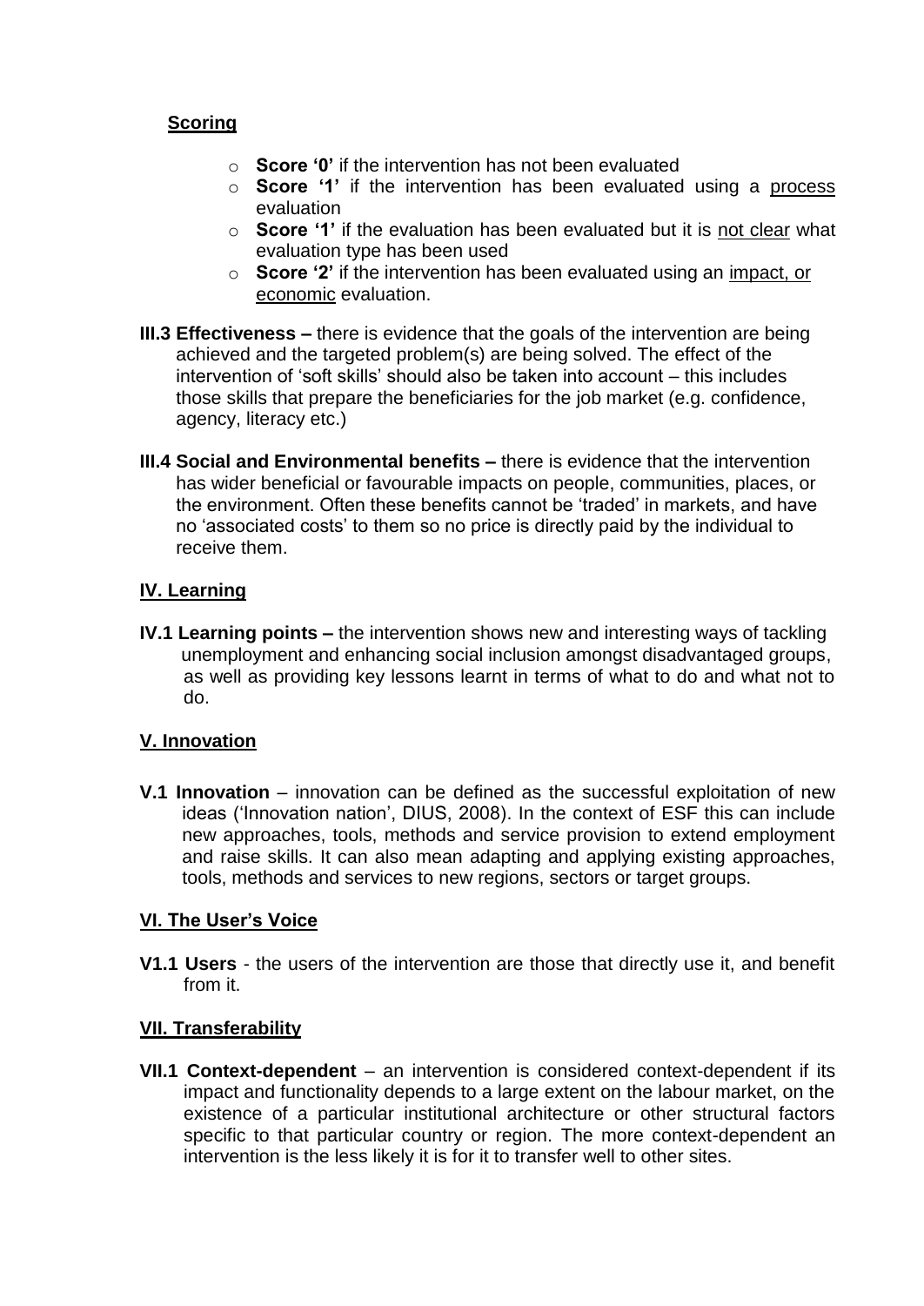**Scoring**

- **Score '0'** if the intervention has not been evaluated
- **Score '1'** if the intervention has been evaluated using a process evaluation
- **Score '1'** if the evaluation has been evaluated but it is not clear what evaluation type has been used
- **Score '2'** if the intervention has been evaluated using an impact, or economic evaluation.

**III.3 Effectiveness –** there is evidence that the goals of the intervention are being achieved and the targeted problem(s) are being solved. The effect of the intervention of 'soft skills' should also be taken into account – this includes those skills that prepare the beneficiaries for the job market (e.g. confidence, agency, literacy etc.)

**III.4 Social and Environmental benefits –** there is evidence that the intervention has wider beneficial or favourable impacts on people, communities, places, or the environment. Often these benefits cannot be 'traded' in markets, and have no 'associated costs' to them so no price is directly paid by the individual to receive them.

## IV. Learning

**IV.1 Learning points –** the intervention shows new and interesting ways of tackling unemployment and enhancing social inclusion amongst disadvantaged groups, as well as providing key lessons learnt in terms of what to do and what not to do.

## V. Innovation

**V.1 Innovation** – innovation can be defined as the successful exploitation of new ideas ('Innovation nation', DIUS, 2008). In the context of ESF this can include new approaches, tools, methods and service provision to extend employment and raise skills. It can also mean adapting and applying existing approaches, tools, methods and services to new regions, sectors or target groups.

## VI. The User's Voice

**V1.1 Users** - the users of the intervention are those that directly use it, and benefit from it.

## VII. Transferability

**VII.1 Context-dependent** – an intervention is considered context-dependent if its impact and functionality depends to a large extent on the labour market, on the existence of a particular institutional architecture or other structural factors specific to that particular country or region. The more context-dependent an intervention is the less likely it is for it to transfer well to other sites.